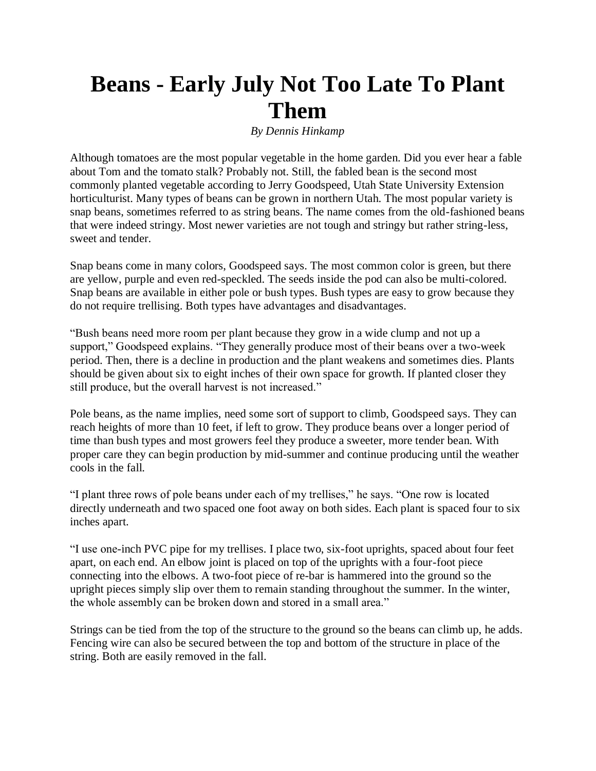# Beans - Early July Not Too Late To Plant Them

*By Dennis Hinkamp*

Although tomatoes are the most popular vegetable in the home garden. Did you ever hear a fable about Tom and the tomato stalk? Probably not. Still, the fabled bean is the second most commonly planted vegetable according to Jerry Goodspeed, Utah State University Extension horticulturist. Many types of beans can be grown in northern Utah. The most popular variety is snap beans, sometimes referred to as string beans. The name comes from the old-fashioned beans that were indeed stringy. Most newer varieties are not tough and stringy but rather string-less, sweet and tender.

Snap beans come in many colors, Goodspeed says. The most common color is green, but there are yellow, purple and even red-speckled. The seeds inside the pod can also be multi-colored. Snap beans are available in either pole or bush types. Bush types are easy to grow because they do not require trellising. Both types have advantages and disadvantages.

"Bush beans need more room per plant because they grow in a wide clump and not up a support," Goodspeed explains. "They generally produce most of their beans over a two-week period. Then, there is a decline in production and the plant weakens and sometimes dies. Plants should be given about six to eight inches of their own space for growth. If planted closer they still produce, but the overall harvest is not increased."

Pole beans, as the name implies, need some sort of support to climb, Goodspeed says. They can reach heights of more than 10 feet, if left to grow. They produce beans over a longer period of time than bush types and most growers feel they produce a sweeter, more tender bean. With proper care they can begin production by mid-summer and continue producing until the weather cools in the fall.

"I plant three rows of pole beans under each of my trellises," he says. "One row is located directly underneath and two spaced one foot away on both sides. Each plant is spaced four to six inches apart.

"I use one-inch PVC pipe for my trellises. I place two, six-foot uprights, spaced about four feet apart, on each end. An elbow joint is placed on top of the uprights with a four-foot piece connecting into the elbows. A two-foot piece of re-bar is hammered into the ground so the upright pieces simply slip over them to remain standing throughout the summer. In the winter, the whole assembly can be broken down and stored in a small area."

Strings can be tied from the top of the structure to the ground so the beans can climb up, he adds. Fencing wire can also be secured between the top and bottom of the structure in place of the string. Both are easily removed in the fall.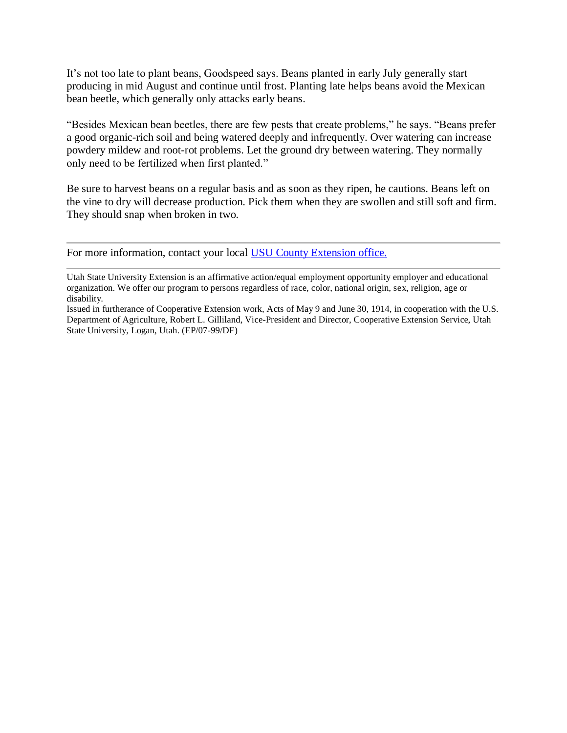It’s not too late to plant beans, Goodspeed says. Beans planted in early July generally start producing in mid August and continue until frost. Planting late helps beans avoid the Mexican bean beetle, which generally only attacks early beans.

“Besides Mexican bean beetles, there are few pests that create problems,” he says. “Beans prefer a good organic-rich soil and being watered deeply and infrequently. Over watering can increase powdery mildew and root-rot problems. Let the ground dry between watering. They normally only need to be fertilized when first planted.”

Be sure to harvest beans on a regular basis and as soon as they ripen, he cautions. Beans left on the vine to dry will decrease production. Pick them when they are swollen and still soft and firm. They should snap when broken in two.

---

For more information, contact your local USU County Extension office.

---

Utah State University Extension is an affirmative action/equal employment opportunity employer and educational organization. We offer our program to persons regardless of race, color, national origin, sex, religion, age or disability.

Issued in furtherance of Cooperative Extension work, Acts of May 9 and June 30, 1914, in cooperation with the U.S. Department of Agriculture, Robert L. Gilliland, Vice-President and Director, Cooperative Extension Service, Utah State University, Logan, Utah. (EP/07-99/DF)